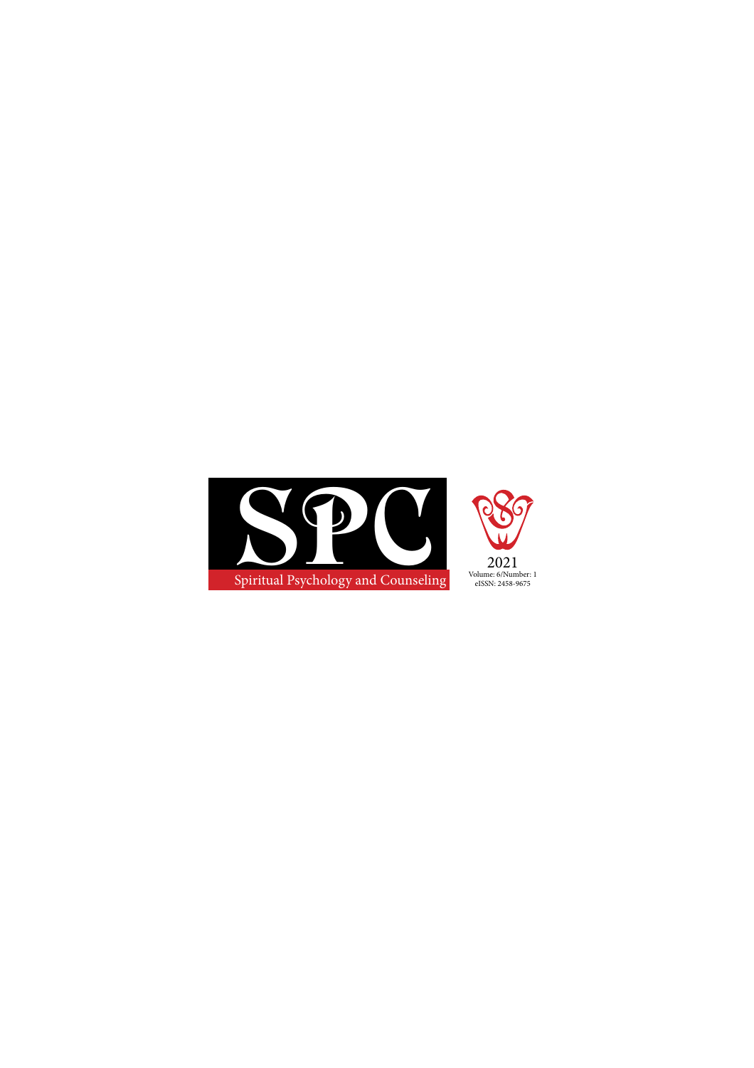# SPC

Spiritual Psychology and Counseling

2021

Volume: 6/Number: 1

eISSN: 2458-9675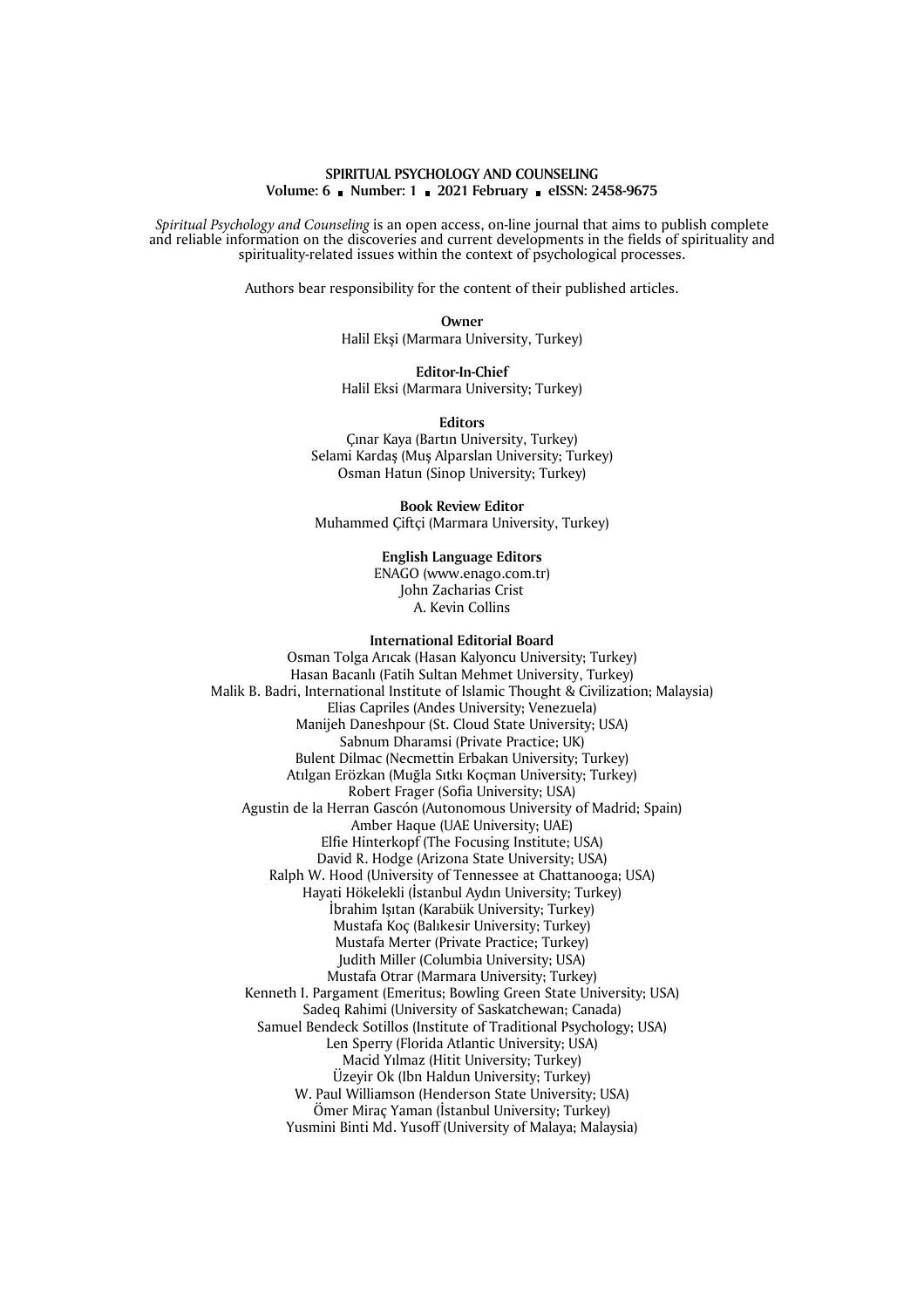**SPIRITUAL PSYCHOLOGY AND COUNSELING**
**Volume: 6 ■ Number: 1 ■ 2021 February ■ eISSN: 2458-9675**

*Spiritual Psychology and Counseling* is an open access, on-line journal that aims to publish complete and reliable information on the discoveries and current developments in the fields of spirituality and spirituality-related issues within the context of psychological processes.

Authors bear responsibility for the content of their published articles.

**Owner**
Halil Ekşi (Marmara University, Turkey)

**Editor-In-Chief**
Halil Eksi (Marmara University; Turkey)

**Editors**
Çınar Kaya (Bartın University, Turkey)
Selami Kardaş (Muş Alparslan University; Turkey)
Osman Hatun (Sinop University; Turkey)

**Book Review Editor**
Muhammed Çiftçi (Marmara University, Turkey)

**English Language Editors**
ENAGO (www.enago.com.tr)
John Zacharias Crist
A. Kevin Collins

**International Editorial Board**
Osman Tolga Arıcak (Hasan Kalyoncu University; Turkey)
Hasan Bacanlı (Fatih Sultan Mehmet University, Turkey)
Malik B. Badri, International Institute of Islamic Thought & Civilization; Malaysia)
Elias Capriles (Andes University; Venezuela)
Manijeh Daneshpour (St. Cloud State University; USA)
Sabnum Dharamsi (Private Practice; UK)
Bulent Dilmac (Necmettin Erbakan University; Turkey)
Atılgan Erözkan (Muğla Sıtkı Koçman University; Turkey)
Robert Frager (Sofia University; USA)
Agustin de la Herran Gascón (Autonomous University of Madrid; Spain)
Amber Haque (UAE University; UAE)
Elfie Hinterkopf (The Focusing Institute; USA)
David R. Hodge (Arizona State University; USA)
Ralph W. Hood (University of Tennessee at Chattanooga; USA)
Hayati Hökelekli (İstanbul Aydın University; Turkey)
İbrahim Işıtan (Karabük University; Turkey)
Mustafa Koç (Balıkesir University; Turkey)
Mustafa Merter (Private Practice; Turkey)
Judith Miller (Columbia University; USA)
Mustafa Otrar (Marmara University; Turkey)
Kenneth I. Pargament (Emeritus; Bowling Green State University; USA)
Sadeq Rahimi (University of Saskatchewan; Canada)
Samuel Bendeck Sotillos (Institute of Traditional Psychology; USA)
Len Sperry (Florida Atlantic University; USA)
Macid Yılmaz (Hitit University; Turkey)
Üzeyir Ok (Ibn Haldun University; Turkey)
W. Paul Williamson (Henderson State University; USA)
Ömer Miraç Yaman (İstanbul University; Turkey)
Yusmini Binti Md. Yusoff (University of Malaya; Malaysia)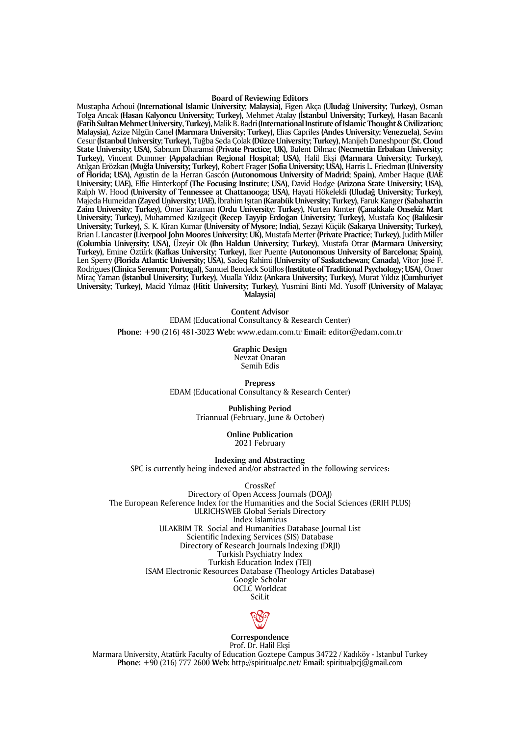### Board of Reviewing Editors

Mustapha Achoui **(International Islamic University; Malaysia)**, Figen Akça **(Uludağ University; Turkey)**, Osman Tolga Arıcak **(Hasan Kalyoncu University; Turkey)**, Mehmet Atalay **(İstanbul University; Turkey)**, Hasan Bacanlı **(Fatih Sultan Mehmet University, Turkey)**, Malik B. Badri **(International Institute of Islamic Thought & Civilization; Malaysia)**, Azize Nilgün Canel **(Marmara University; Turkey)**, Elias Capriles **(Andes University; Venezuela)**, Sevim Cesur **(İstanbul University; Turkey)**, Tuğba Seda Çolak **(Düzce University; Turkey)**, Manijeh Daneshpour **(St. Cloud State University; USA)**, Sabnum Dharamsi **(Private Practice; UK)**, Bulent Dilmac **(Necmettin Erbakan University; Turkey)**, Vincent Dummer **(Appalachian Regional Hospital; USA)**, Halil Ekşi **(Marmara University; Turkey)**, Atılgan Erözkan **(Muğla University; Turkey)**, Robert Frager **(Sofia University; USA)**, Harris L. Friedman **(University of Florida; USA)**, Agustin de la Herran Gascón **(Autonomous University of Madrid; Spain)**, Amber Haque **(UAE University; UAE)**, Elfie Hinterkopf **(The Focusing Institute; USA)**, David Hodge **(Arizona State University; USA)**, Ralph W. Hood **(University of Tennessee at Chattanooga; USA)**, Hayati Hökelekli **(Uludağ University; Turkey)**, Majeda Humeidan **(Zayed University; UAE)**, İbrahim Işıtan **(Karabük University; Turkey)**, Faruk Kanger **(Sabahattin Zaim University; Turkey)**, Ömer Karaman **(Ordu University; Turkey)**, Nurten Kımter **(Çanakkale Onsekiz Mart University; Turkey)**, Muhammed Kızılgeçit **(Recep Tayyip Erdoğan University; Turkey)**, Mustafa Koç **(Balıkesir University; Turkey)**, S. K. Kiran Kumar **(University of Mysore; India)**, Sezayi Küçük **(Sakarya University; Turkey)**, Brian L Lancaster **(Liverpool John Moores University; UK)**, Mustafa Merter **(Private Practice; Turkey)**, Judith Miller **(Columbia University; USA)**, Üzeyir Ok **(Ibn Haldun University; Turkey)**, Mustafa Otrar **(Marmara University; Turkey)**, Emine Öztürk **(Kafkas University; Turkey)**, Iker Puente **(Autonomous University of Barcelona; Spain)**, Len Sperry **(Florida Atlantic University; USA)**, Sadeq Rahimi **(University of Saskatchewan; Canada)**, Vítor José F. Rodrigues **(Clínica Serenum; Portugal)**, Samuel Bendeck Sotillos **(Institute of Traditional Psychology; USA)**, Ömer Miraç Yaman **(İstanbul University; Turkey)**, Mualla Yıldız **(Ankara University; Turkey)**, Murat Yıldız **(Cumhuriyet University; Turkey)**, Macid Yılmaz **(Hitit University; Turkey)**, Yusmini Binti Md. Yusoff **(University of Malaya; Malaysia)**

**Content Advisor**
EDAM (Educational Consultancy & Research Center)
**Phone:** +90 (216) 481-3023 **Web:** www.edam.com.tr **Email:** editor@edam.com.tr

**Graphic Design**
Nevzat Onaran
Semih Edis

**Prepress**
EDAM (Educational Consultancy & Research Center)

**Publishing Period**
Triannual (February, June & October)

**Online Publication**
2021 February

**Indexing and Abstracting**
SPC is currently being indexed and/or abstracted in the following services:

CrossRef
Directory of Open Access Journals (DOAJ)
The European Reference Index for the Humanities and the Social Sciences (ERIH PLUS)
ULRICHSWEB Global Serials Directory
Index Islamicus
ULAKBIM TR Social and Humanities Database Journal List
Scientific Indexing Services (SIS) Database
Directory of Research Journals Indexing (DRJI)
Turkish Psychiatry Index
Turkish Education Index (TEI)
ISAM Electronic Resources Database (Theology Articles Database)
Google Scholar
OCLC Worldcat
SciLit

**Correspondence**
Prof. Dr. Halil Ekşi
Marmara University, Atatürk Faculty of Education Goztepe Campus 34722 / Kadıköy - Istanbul Turkey
**Phone:** +90 (216) 777 2600 **Web:** http://spiritualpc.net/ **Email:** spiritualpcj@gmail.com